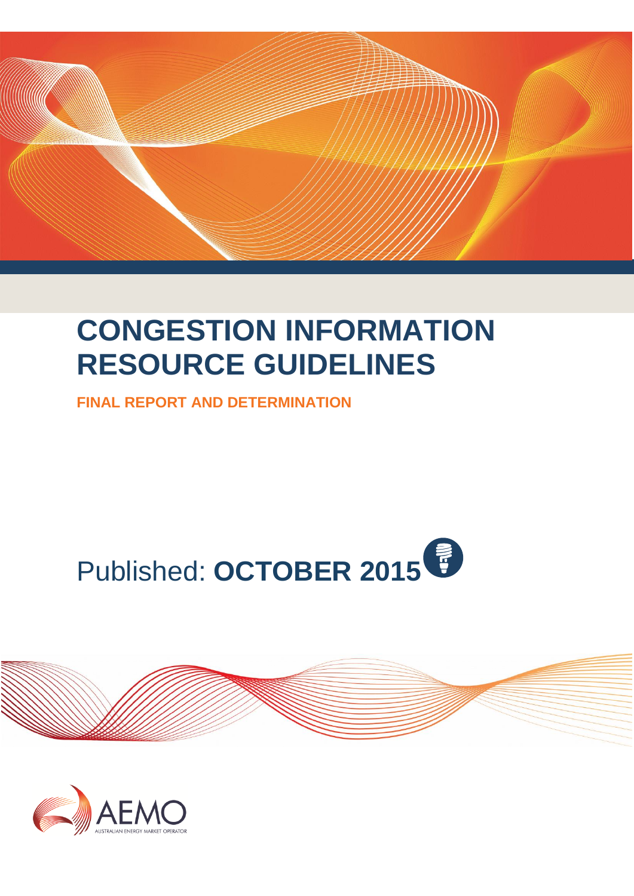# CONGESTION INFORMATION RESOURCE GUIDELINES

**FINAL REPORT AND DETERMINATION**

Published: **OCTOBER 2015**

AEMO

AUSTRALIAN ENERGY MARKET OPERATOR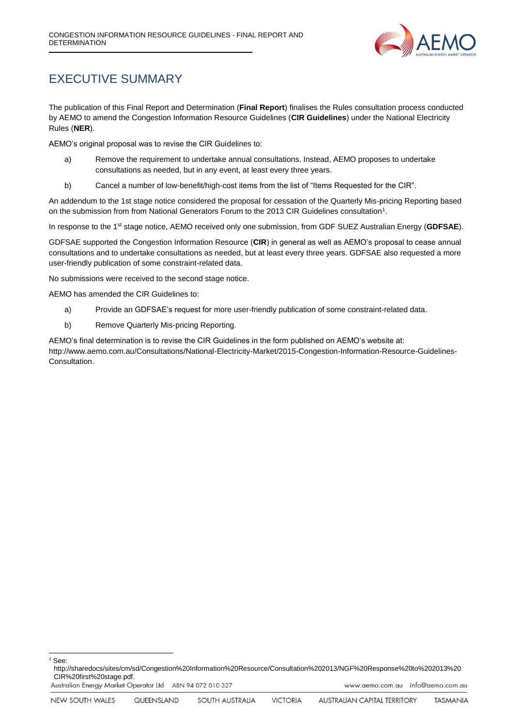# EXECUTIVE SUMMARY

The publication of this Final Report and Determination (**Final Report**) finalises the Rules consultation process conducted by AEMO to amend the Congestion Information Resource Guidelines (**CIR Guidelines**) under the National Electricity Rules (**NER**).

AEMO's original proposal was to revise the CIR Guidelines to:

a) Remove the requirement to undertake annual consultations. Instead, AEMO proposes to undertake consultations as needed, but in any event, at least every three years.

b) Cancel a number of low-benefit/high-cost items from the list of "Items Requested for the CIR".

An addendum to the 1st stage notice considered the proposal for cessation of the Quarterly Mis-pricing Reporting based on the submission from from National Generators Forum to the 2013 CIR Guidelines consultation[1].

In response to the 1st stage notice, AEMO received only one submission, from GDF SUEZ Australian Energy (**GDFSAE**).

GDFSAE supported the Congestion Information Resource (**CIR**) in general as well as AEMO's proposal to cease annual consultations and to undertake consultations as needed, but at least every three years. GDFSAE also requested a more user-friendly publication of some constraint-related data.

No submissions were received to the second stage notice.

AEMO has amended the CIR Guidelines to:

a) Provide an GDFSAE's request for more user-friendly publication of some constraint-related data.

b) Remove Quarterly Mis-pricing Reporting.

AEMO's final determination is to revise the CIR Guidelines in the form published on AEMO's website at: http://www.aemo.com.au/Consultations/National-Electricity-Market/2015-Congestion-Information-Resource-Guidelines-Consultation.

---

[1] See: http://sharedocs/sites/cm/sd/Congestion%20Information%20Resource/Consultation%202013/NGF%20Response%20to%202013%20CIR%20first%20stage.pdf.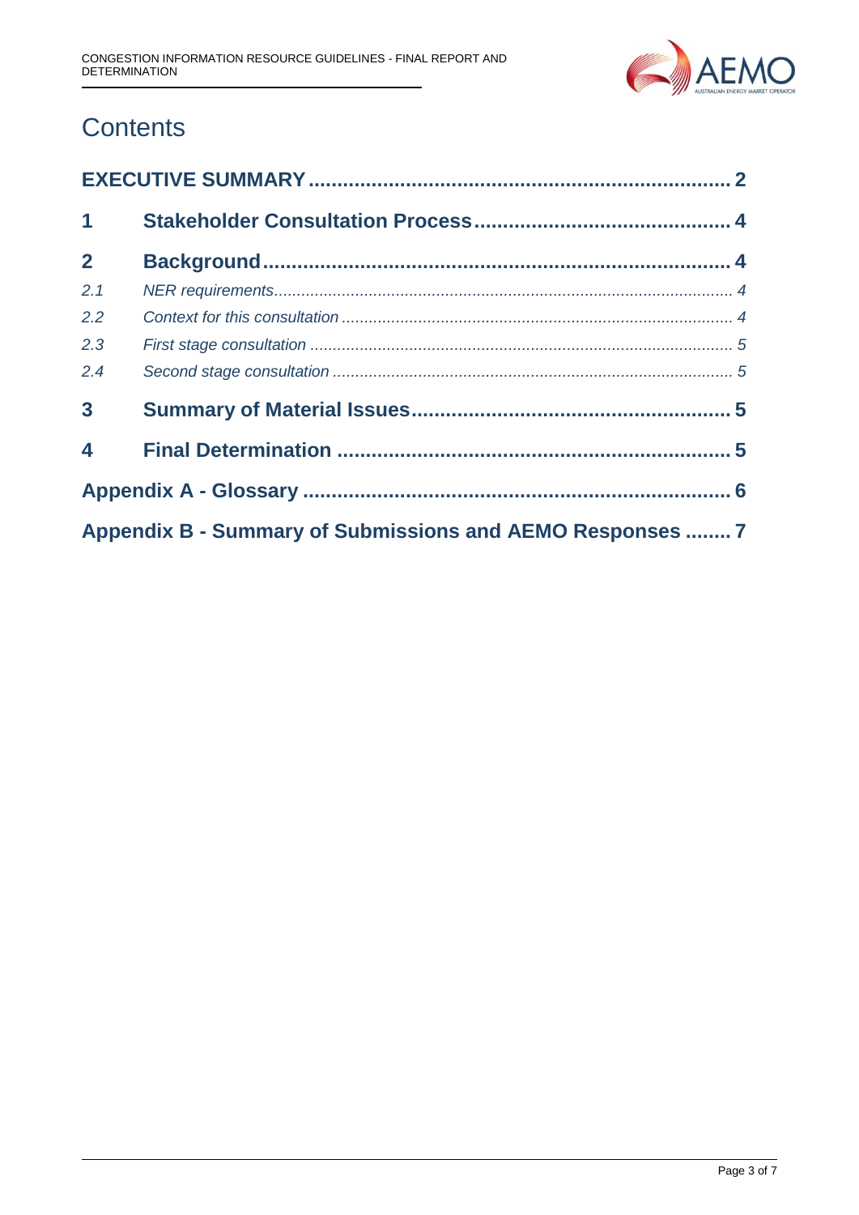# Contents

**EXECUTIVE SUMMARY** ........................................................................ 2

**1 Stakeholder Consultation Process** ........................................... 4

**2 Background** ................................................................................ 4

*2.1 NER requirements* .................................................................................................... 4

*2.2 Context for this consultation* ..................................................................................... 4

*2.3 First stage consultation* ............................................................................................ 5

*2.4 Second stage consultation* ....................................................................................... 5

**3 Summary of Material Issues** ....................................................... 5

**4 Final Determination** ................................................................... 5

**Appendix A - Glossary** ......................................................................... 6

**Appendix B - Summary of Submissions and AEMO Responses** ........ 7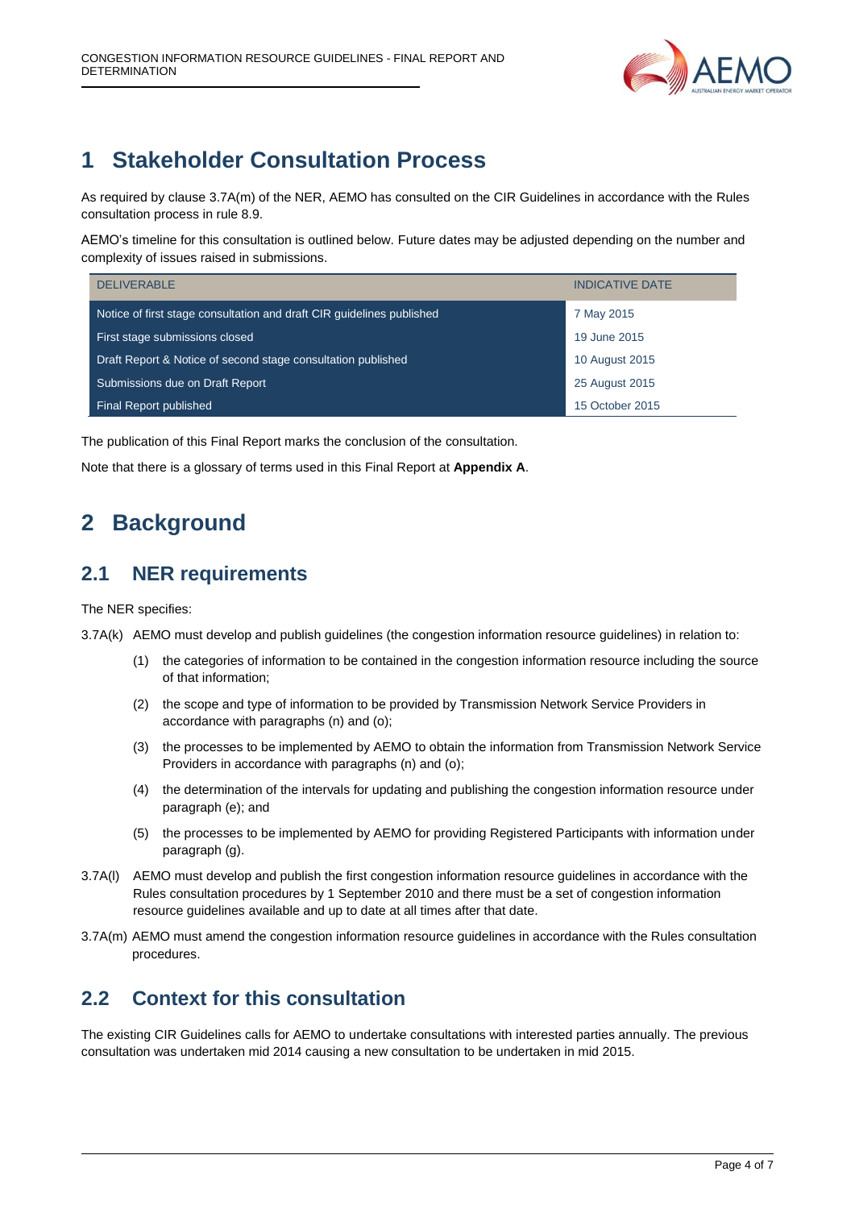# 1 Stakeholder Consultation Process

As required by clause 3.7A(m) of the NER, AEMO has consulted on the CIR Guidelines in accordance with the Rules consultation process in rule 8.9.

AEMO's timeline for this consultation is outlined below. Future dates may be adjusted depending on the number and complexity of issues raised in submissions.

| DELIVERABLE | INDICATIVE DATE |
| --- | --- |
| Notice of first stage consultation and draft CIR guidelines published | 7 May 2015 |
| First stage submissions closed | 19 June 2015 |
| Draft Report & Notice of second stage consultation published | 10 August 2015 |
| Submissions due on Draft Report | 25 August 2015 |
| Final Report published | 15 October 2015 |

The publication of this Final Report marks the conclusion of the consultation.

Note that there is a glossary of terms used in this Final Report at **Appendix A**.

# 2 Background

## 2.1 NER requirements

The NER specifies:

3.7A(k) AEMO must develop and publish guidelines (the congestion information resource guidelines) in relation to:

- (1) the categories of information to be contained in the congestion information resource including the source of that information;
- (2) the scope and type of information to be provided by Transmission Network Service Providers in accordance with paragraphs (n) and (o);
- (3) the processes to be implemented by AEMO to obtain the information from Transmission Network Service Providers in accordance with paragraphs (n) and (o);
- (4) the determination of the intervals for updating and publishing the congestion information resource under paragraph (e); and
- (5) the processes to be implemented by AEMO for providing Registered Participants with information under paragraph (g).

3.7A(l) AEMO must develop and publish the first congestion information resource guidelines in accordance with the Rules consultation procedures by 1 September 2010 and there must be a set of congestion information resource guidelines available and up to date at all times after that date.

3.7A(m) AEMO must amend the congestion information resource guidelines in accordance with the Rules consultation procedures.

## 2.2 Context for this consultation

The existing CIR Guidelines calls for AEMO to undertake consultations with interested parties annually. The previous consultation was undertaken mid 2014 causing a new consultation to be undertaken in mid 2015.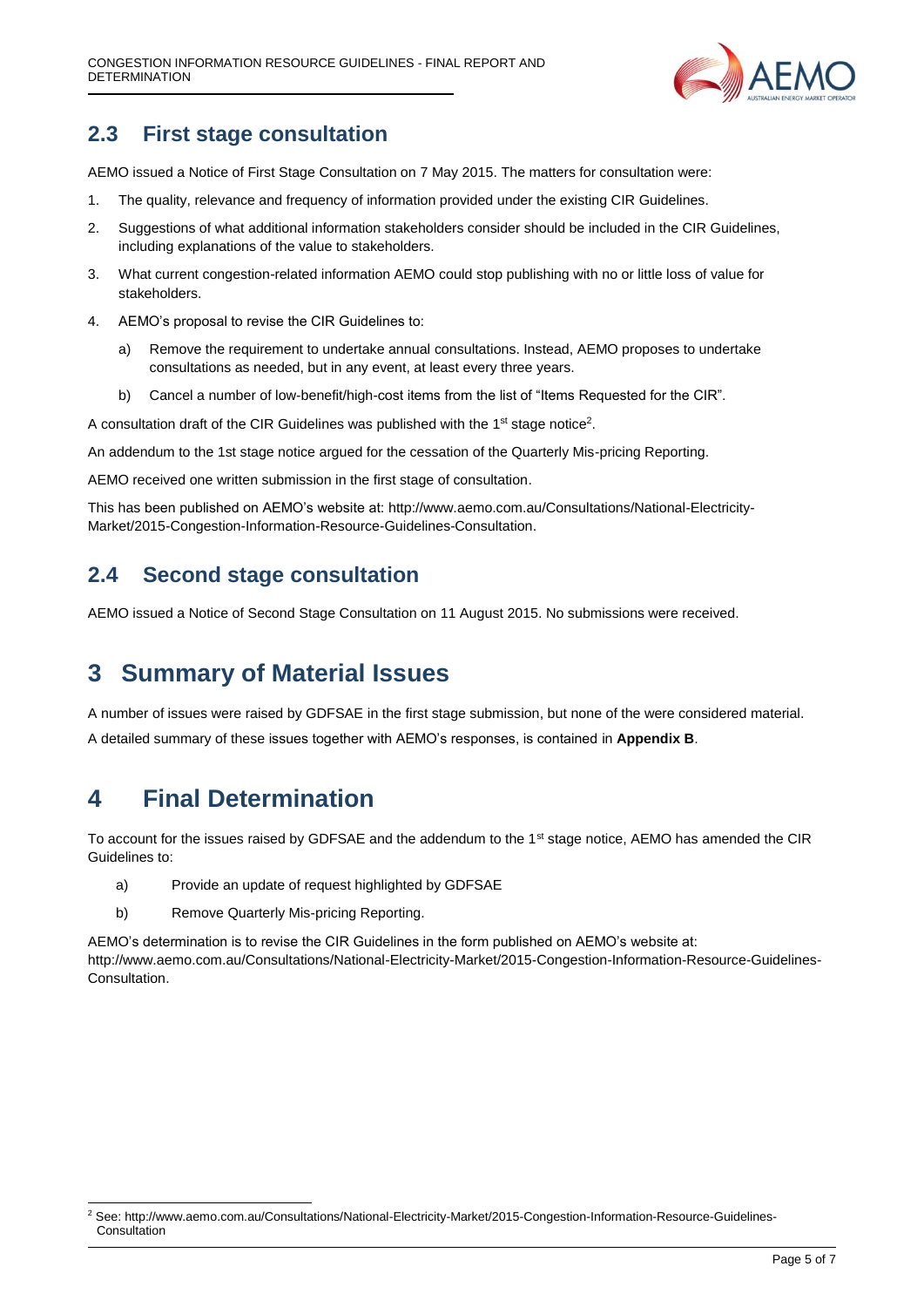## 2.3 First stage consultation

AEMO issued a Notice of First Stage Consultation on 7 May 2015. The matters for consultation were:

1. The quality, relevance and frequency of information provided under the existing CIR Guidelines.
2. Suggestions of what additional information stakeholders consider should be included in the CIR Guidelines, including explanations of the value to stakeholders.
3. What current congestion-related information AEMO could stop publishing with no or little loss of value for stakeholders.
4. AEMO's proposal to revise the CIR Guidelines to:
   a) Remove the requirement to undertake annual consultations. Instead, AEMO proposes to undertake consultations as needed, but in any event, at least every three years.
   b) Cancel a number of low-benefit/high-cost items from the list of "Items Requested for the CIR".

A consultation draft of the CIR Guidelines was published with the 1st stage notice[2].

An addendum to the 1st stage notice argued for the cessation of the Quarterly Mis-pricing Reporting.

AEMO received one written submission in the first stage of consultation.

This has been published on AEMO's website at: http://www.aemo.com.au/Consultations/National-Electricity-Market/2015-Congestion-Information-Resource-Guidelines-Consultation.

## 2.4 Second stage consultation

AEMO issued a Notice of Second Stage Consultation on 11 August 2015. No submissions were received.

# 3 Summary of Material Issues

A number of issues were raised by GDFSAE in the first stage submission, but none of the were considered material.

A detailed summary of these issues together with AEMO's responses, is contained in **Appendix B**.

# 4 Final Determination

To account for the issues raised by GDFSAE and the addendum to the 1st stage notice, AEMO has amended the CIR Guidelines to:

a) Provide an update of request highlighted by GDFSAE

b) Remove Quarterly Mis-pricing Reporting.

AEMO's determination is to revise the CIR Guidelines in the form published on AEMO's website at: http://www.aemo.com.au/Consultations/National-Electricity-Market/2015-Congestion-Information-Resource-Guidelines-Consultation.

[2] See: http://www.aemo.com.au/Consultations/National-Electricity-Market/2015-Congestion-Information-Resource-Guidelines-Consultation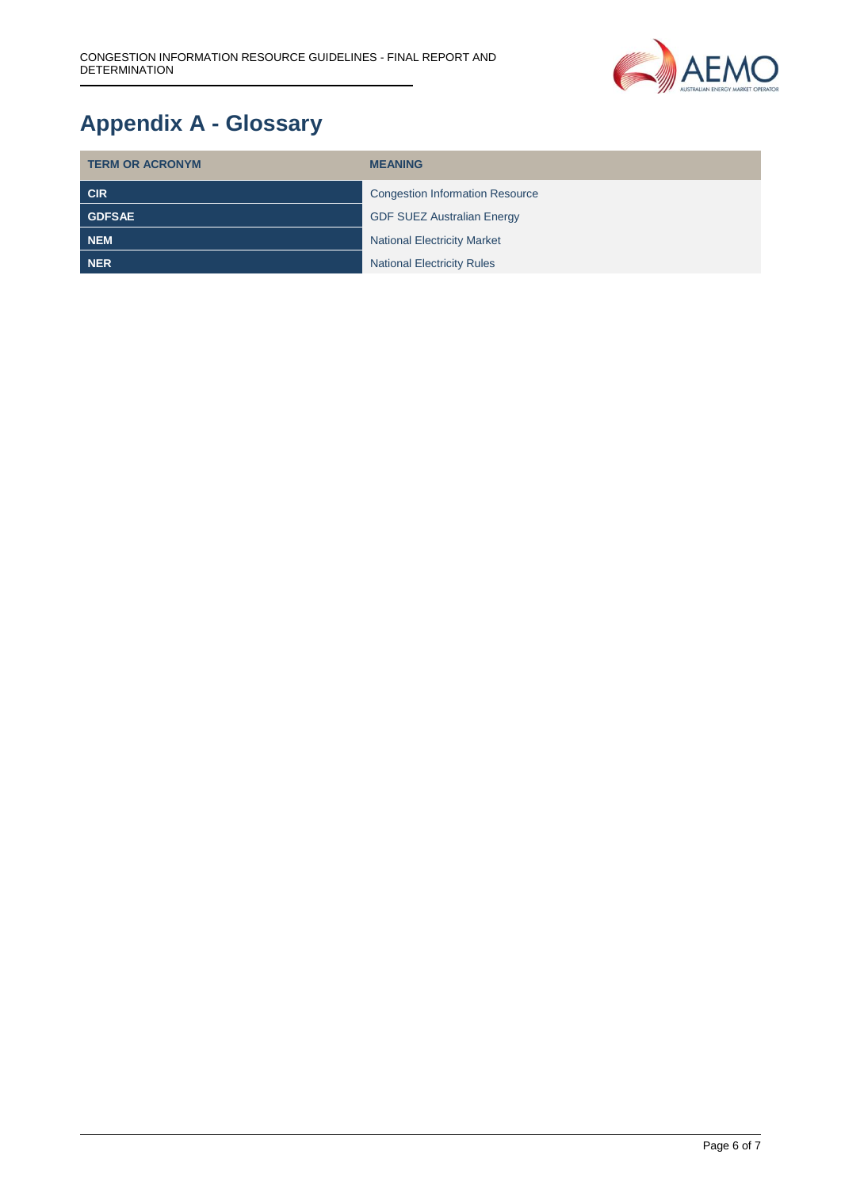# Appendix A - Glossary

| TERM OR ACRONYM | MEANING |
| --- | --- |
| **CIR** | Congestion Information Resource |
| **GDFSAE** | GDF SUEZ Australian Energy |
| **NEM** | National Electricity Market |
| **NER** | National Electricity Rules |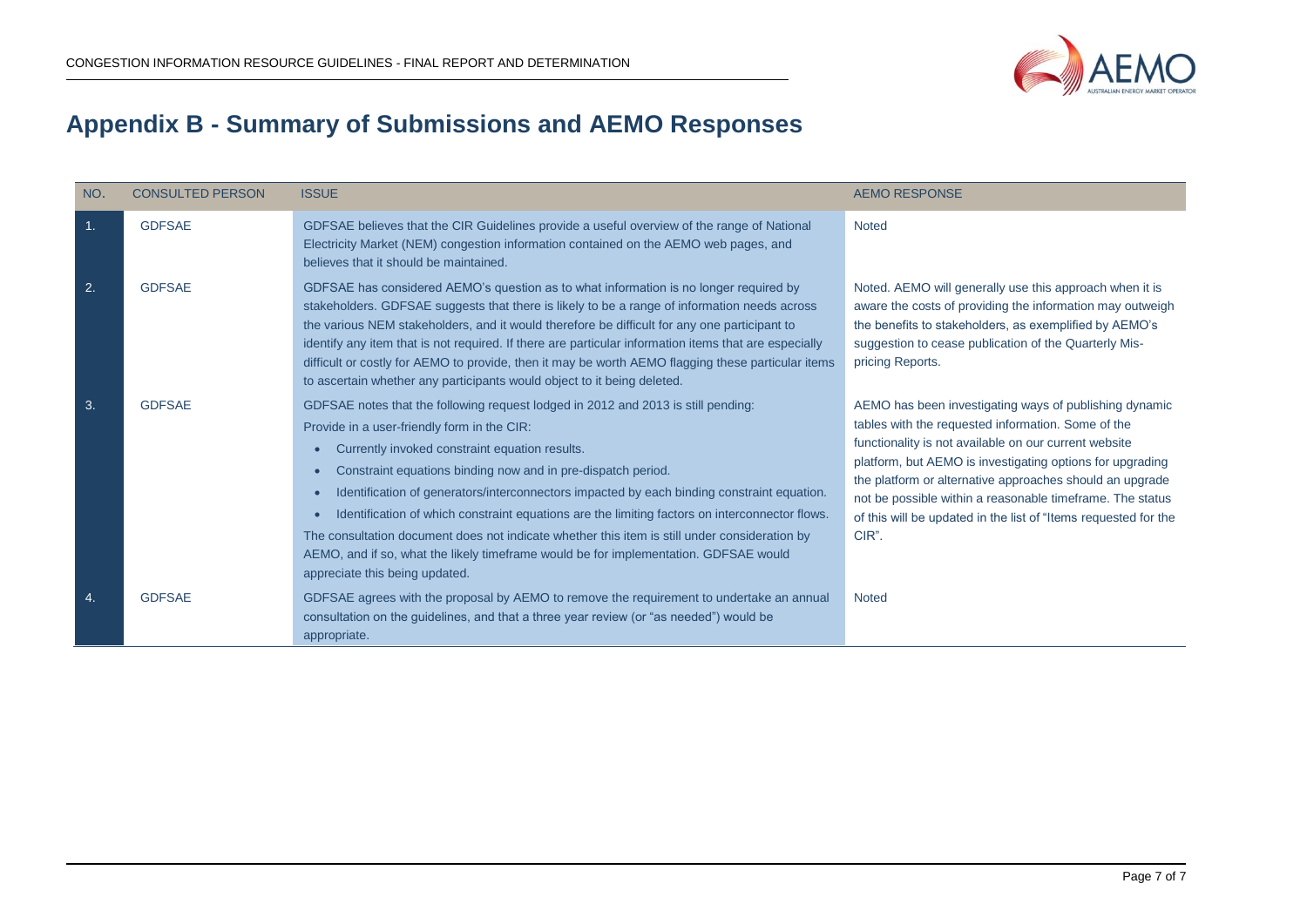# Appendix B - Summary of Submissions and AEMO Responses

| NO. | CONSULTED PERSON | ISSUE | AEMO RESPONSE |
|---|---|---|---|
| 1. | GDFSAE | GDFSAE believes that the CIR Guidelines provide a useful overview of the range of National Electricity Market (NEM) congestion information contained on the AEMO web pages, and believes that it should be maintained. | Noted |
| 2. | GDFSAE | GDFSAE has considered AEMO's question as to what information is no longer required by stakeholders. GDFSAE suggests that there is likely to be a range of information needs across the various NEM stakeholders, and it would therefore be difficult for any one participant to identify any item that is not required. If there are particular information items that are especially difficult or costly for AEMO to provide, then it may be worth AEMO flagging these particular items to ascertain whether any participants would object to it being deleted. | Noted. AEMO will generally use this approach when it is aware the costs of providing the information may outweigh the benefits to stakeholders, as exemplified by AEMO's suggestion to cease publication of the Quarterly Mis-pricing Reports. |
| 3. | GDFSAE | GDFSAE notes that the following request lodged in 2012 and 2013 is still pending:<br>Provide in a user-friendly form in the CIR:<br>• Currently invoked constraint equation results.<br>• Constraint equations binding now and in pre-dispatch period.<br>• Identification of generators/interconnectors impacted by each binding constraint equation.<br>• Identification of which constraint equations are the limiting factors on interconnector flows.<br>The consultation document does not indicate whether this item is still under consideration by AEMO, and if so, what the likely timeframe would be for implementation. GDFSAE would appreciate this being updated. | AEMO has been investigating ways of publishing dynamic tables with the requested information. Some of the functionality is not available on our current website platform, but AEMO is investigating options for upgrading the platform or alternative approaches should an upgrade not be possible within a reasonable timeframe. The status of this will be updated in the list of "Items requested for the CIR". |
| 4. | GDFSAE | GDFSAE agrees with the proposal by AEMO to remove the requirement to undertake an annual consultation on the guidelines, and that a three year review (or "as needed") would be appropriate. | Noted |